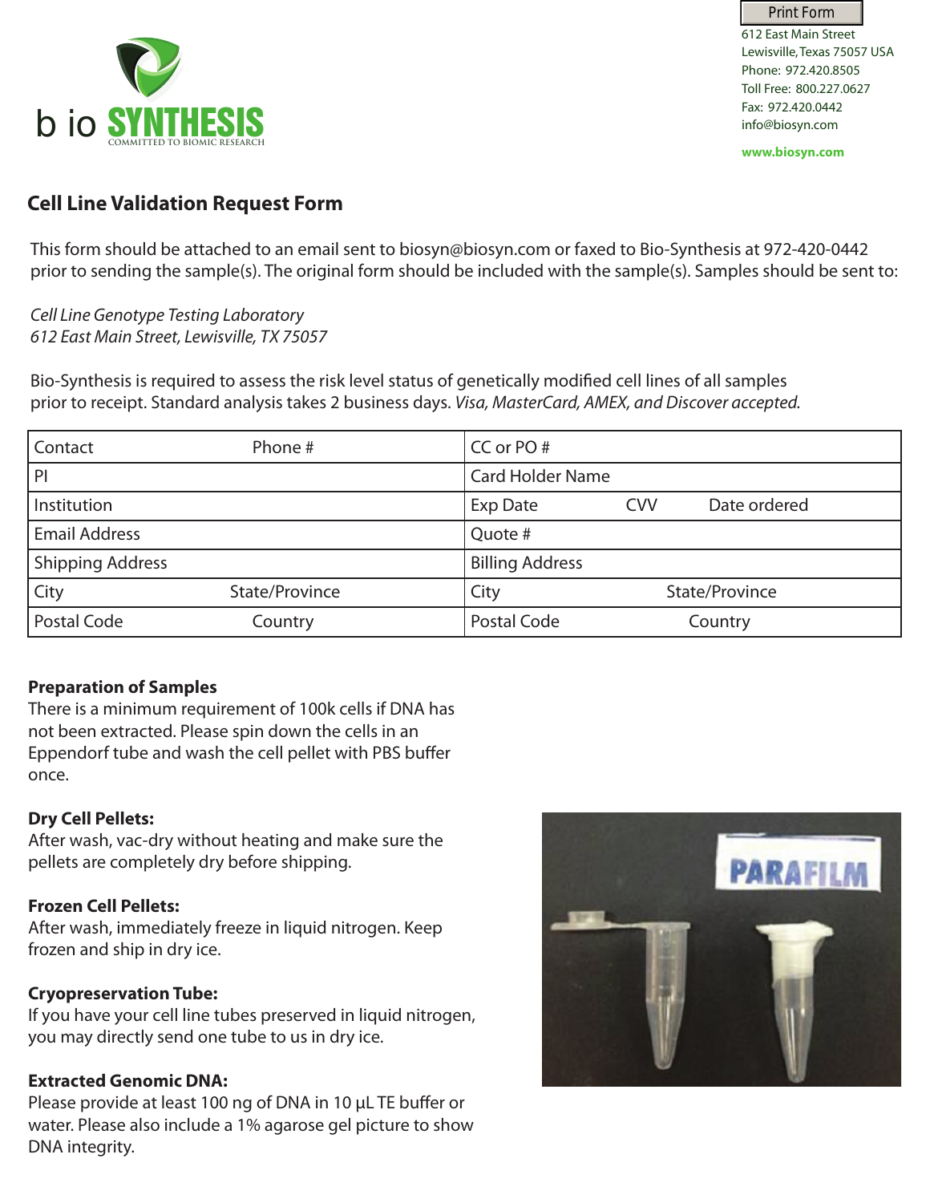Print Form

612 East Main Street
Lewisville, Texas 75057 USA
Phone: 972.420.8505
Toll Free: 800.227.0627
Fax: 972.420.0442
info@biosyn.com

**www.biosyn.com**

# Cell Line Validation Request Form

This form should be attached to an email sent to biosyn@biosyn.com or faxed to Bio-Synthesis at 972-420-0442 prior to sending the sample(s). The original form should be included with the sample(s). Samples should be sent to:

*Cell Line Genotype Testing Laboratory*
*612 East Main Street, Lewisville, TX 75057*

Bio-Synthesis is required to assess the risk level status of genetically modified cell lines of all samples prior to receipt. Standard analysis takes 2 business days. *Visa, MasterCard, AMEX, and Discover accepted.*

| | |
|---|---|
| Contact Phone # | CC or PO # |
| PI | Card Holder Name |
| Institution | Exp Date CVV Date ordered |
| Email Address | Quote # |
| Shipping Address | Billing Address |
| City State/Province | City State/Province |
| Postal Code Country | Postal Code Country |

**Preparation of Samples**
There is a minimum requirement of 100k cells if DNA has not been extracted. Please spin down the cells in an Eppendorf tube and wash the cell pellet with PBS buffer once.

**Dry Cell Pellets:**
After wash, vac-dry without heating and make sure the pellets are completely dry before shipping.

**Frozen Cell Pellets:**
After wash, immediately freeze in liquid nitrogen. Keep frozen and ship in dry ice.

**Cryopreservation Tube:**
If you have your cell line tubes preserved in liquid nitrogen, you may directly send one tube to us in dry ice.

**Extracted Genomic DNA:**
Please provide at least 100 ng of DNA in 10 µL TE buffer or water. Please also include a 1% agarose gel picture to show DNA integrity.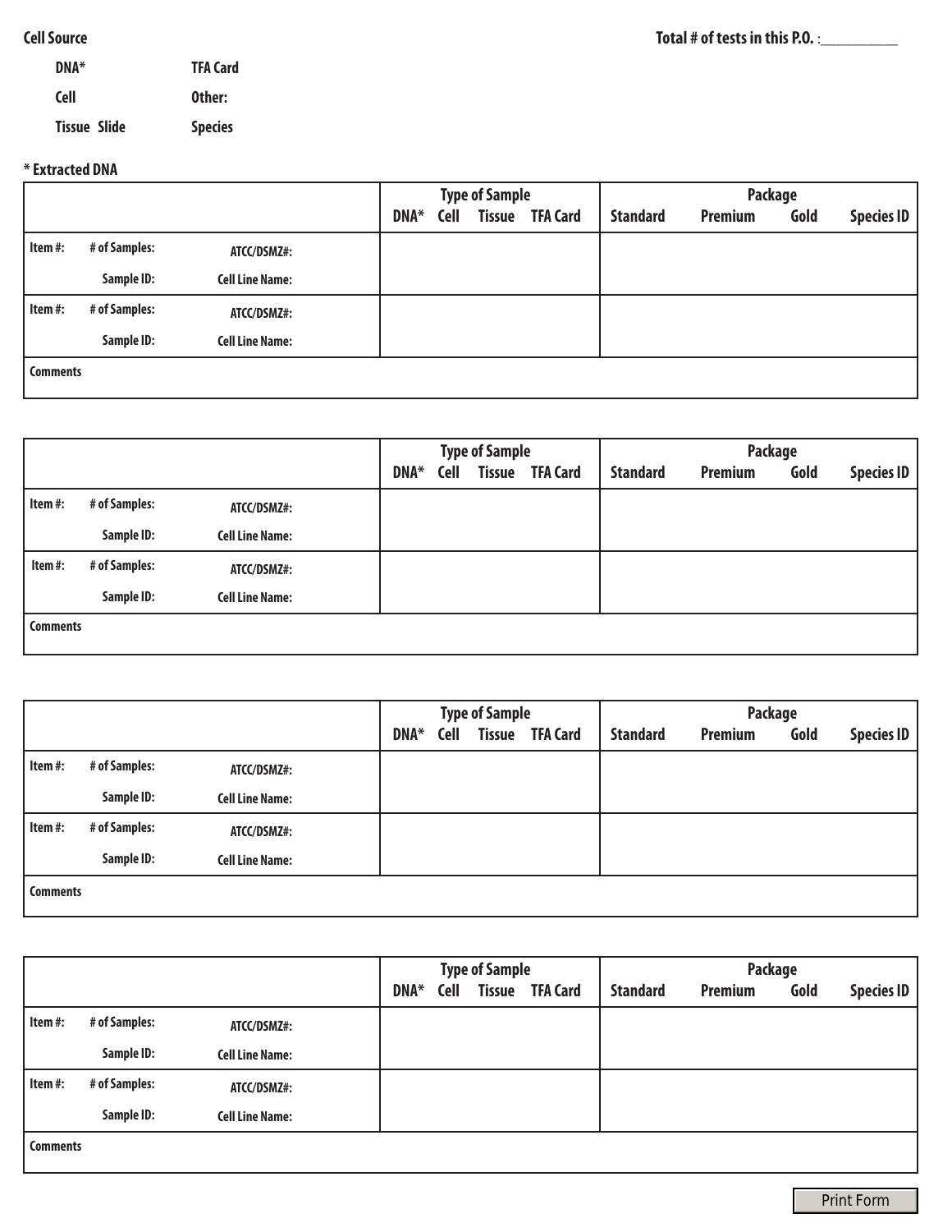**Cell Source**

**Total # of tests in this P.O.** :__________

| | |
|---|---|
| **DNA*** | **TFA Card** |
| **Cell** | **Other:** |
| **Tissue Slide** | **Species** |

**\* Extracted DNA**

| | | | Type of Sample | | | | Package | | | |
|---|---|---|---|---|---|---|---|---|---|---|
| | | | DNA* | Cell | Tissue | TFA Card | Standard | Premium | Gold | Species ID |
| **Item #:** | **# of Samples:** | **ATCC/DSMZ#:** | | | | | | | | |
| | **Sample ID:** | **Cell Line Name:** | | | | | | | | |
| **Item #:** | **# of Samples:** | **ATCC/DSMZ#:** | | | | | | | | |
| | **Sample ID:** | **Cell Line Name:** | | | | | | | | |
| **Comments** | | | | | | | | | | |

| | | | Type of Sample | | | | Package | | | |
|---|---|---|---|---|---|---|---|---|---|---|
| | | | DNA* | Cell | Tissue | TFA Card | Standard | Premium | Gold | Species ID |
| **Item #:** | **# of Samples:** | **ATCC/DSMZ#:** | | | | | | | | |
| | **Sample ID:** | **Cell Line Name:** | | | | | | | | |
| **Item #:** | **# of Samples:** | **ATCC/DSMZ#:** | | | | | | | | |
| | **Sample ID:** | **Cell Line Name:** | | | | | | | | |
| **Comments** | | | | | | | | | | |

| | | | Type of Sample | | | | Package | | | |
|---|---|---|---|---|---|---|---|---|---|---|
| | | | DNA* | Cell | Tissue | TFA Card | Standard | Premium | Gold | Species ID |
| **Item #:** | **# of Samples:** | **ATCC/DSMZ#:** | | | | | | | | |
| | **Sample ID:** | **Cell Line Name:** | | | | | | | | |
| **Item #:** | **# of Samples:** | **ATCC/DSMZ#:** | | | | | | | | |
| | **Sample ID:** | **Cell Line Name:** | | | | | | | | |
| **Comments** | | | | | | | | | | |

| | | | Type of Sample | | | | Package | | | |
|---|---|---|---|---|---|---|---|---|---|---|
| | | | DNA* | Cell | Tissue | TFA Card | Standard | Premium | Gold | Species ID |
| **Item #:** | **# of Samples:** | **ATCC/DSMZ#:** | | | | | | | | |
| | **Sample ID:** | **Cell Line Name:** | | | | | | | | |
| **Item #:** | **# of Samples:** | **ATCC/DSMZ#:** | | | | | | | | |
| | **Sample ID:** | **Cell Line Name:** | | | | | | | | |
| **Comments** | | | | | | | | | | |

Print Form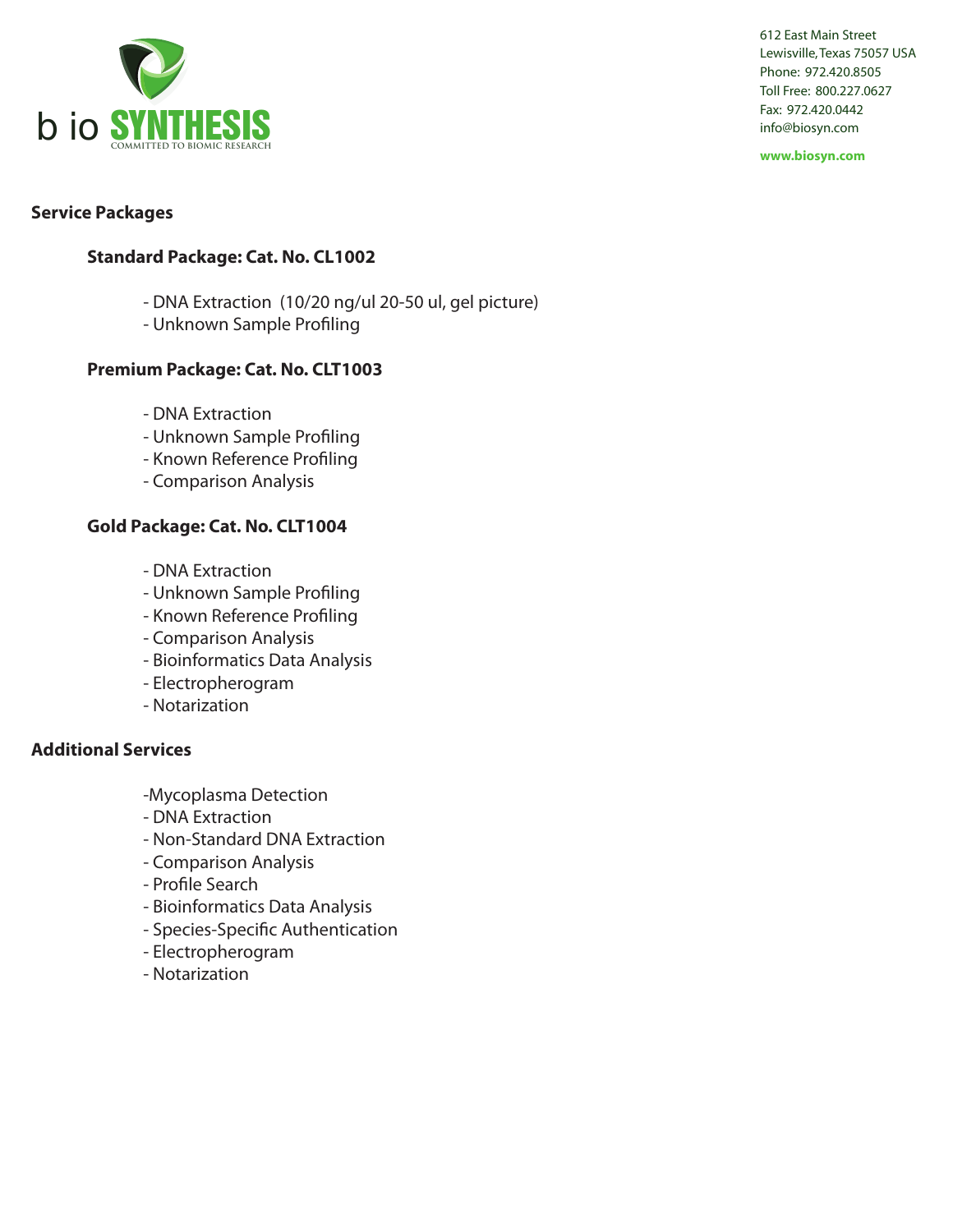b io SYNTHESIS
COMMITTED TO BIOMIC RESEARCH

612 East Main Street
Lewisville, Texas 75057 USA
Phone: 972.420.8505
Toll Free: 800.227.0627
Fax: 972.420.0442
info@biosyn.com

www.biosyn.com

## Service Packages

### Standard Package: Cat. No. CL1002

- DNA Extraction (10/20 ng/ul 20-50 ul, gel picture)
- Unknown Sample Profiling

### Premium Package: Cat. No. CLT1003

- DNA Extraction
- Unknown Sample Profiling
- Known Reference Profiling
- Comparison Analysis

### Gold Package: Cat. No. CLT1004

- DNA Extraction
- Unknown Sample Profiling
- Known Reference Profiling
- Comparison Analysis
- Bioinformatics Data Analysis
- Electropherogram
- Notarization

## Additional Services

- Mycoplasma Detection
- DNA Extraction
- Non-Standard DNA Extraction
- Comparison Analysis
- Profile Search
- Bioinformatics Data Analysis
- Species-Specific Authentication
- Electropherogram
- Notarization